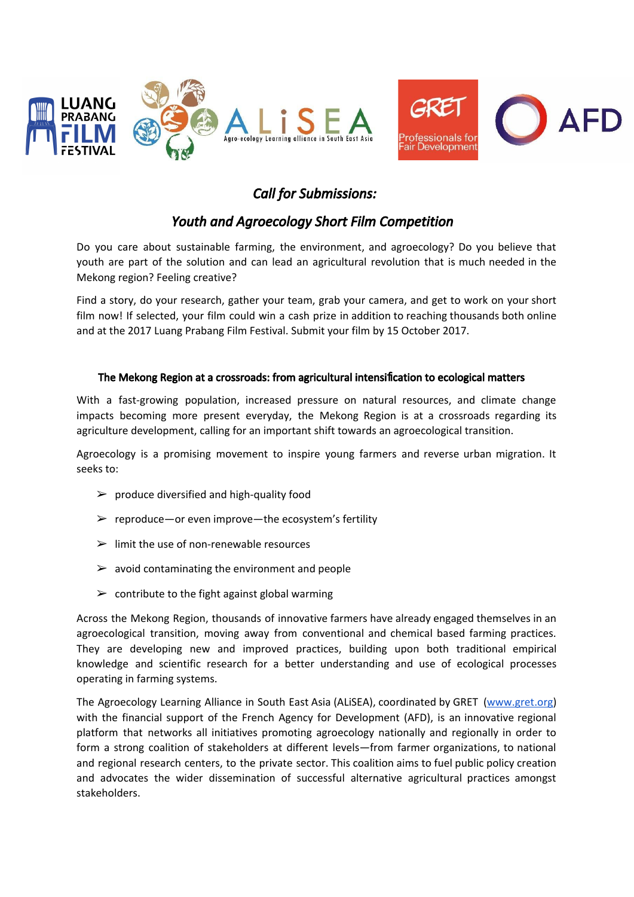## *Call for Submissions:*

## *Youth and Agroecology Short Film Competition*

Do you care about sustainable farming, the environment, and agroecology? Do you believe that youth are part of the solution and can lead an agricultural revolution that is much needed in the Mekong region? Feeling creative?

Find a story, do your research, gather your team, grab your camera, and get to work on your short film now! If selected, your film could win a cash prize in addition to reaching thousands both online and at the 2017 Luang Prabang Film Festival. Submit your film by 15 October 2017.

### The Mekong Region at a crossroads: from agricultural intensification to ecological matters

With a fast-growing population, increased pressure on natural resources, and climate change impacts becoming more present everyday, the Mekong Region is at a crossroads regarding its agriculture development, calling for an important shift towards an agroecological transition.

Agroecology is a promising movement to inspire young farmers and reverse urban migration. It seeks to:

- produce diversified and high-quality food
- reproduce—or even improve—the ecosystem's fertility
- limit the use of non-renewable resources
- avoid contaminating the environment and people
- contribute to the fight against global warming

Across the Mekong Region, thousands of innovative farmers have already engaged themselves in an agroecological transition, moving away from conventional and chemical based farming practices. They are developing new and improved practices, building upon both traditional empirical knowledge and scientific research for a better understanding and use of ecological processes operating in farming systems.

The Agroecology Learning Alliance in South East Asia (ALiSEA), coordinated by GRET ([www.gret.org](http://www.gret.org)) with the financial support of the French Agency for Development (AFD), is an innovative regional platform that networks all initiatives promoting agroecology nationally and regionally in order to form a strong coalition of stakeholders at different levels—from farmer organizations, to national and regional research centers, to the private sector. This coalition aims to fuel public policy creation and advocates the wider dissemination of successful alternative agricultural practices amongst stakeholders.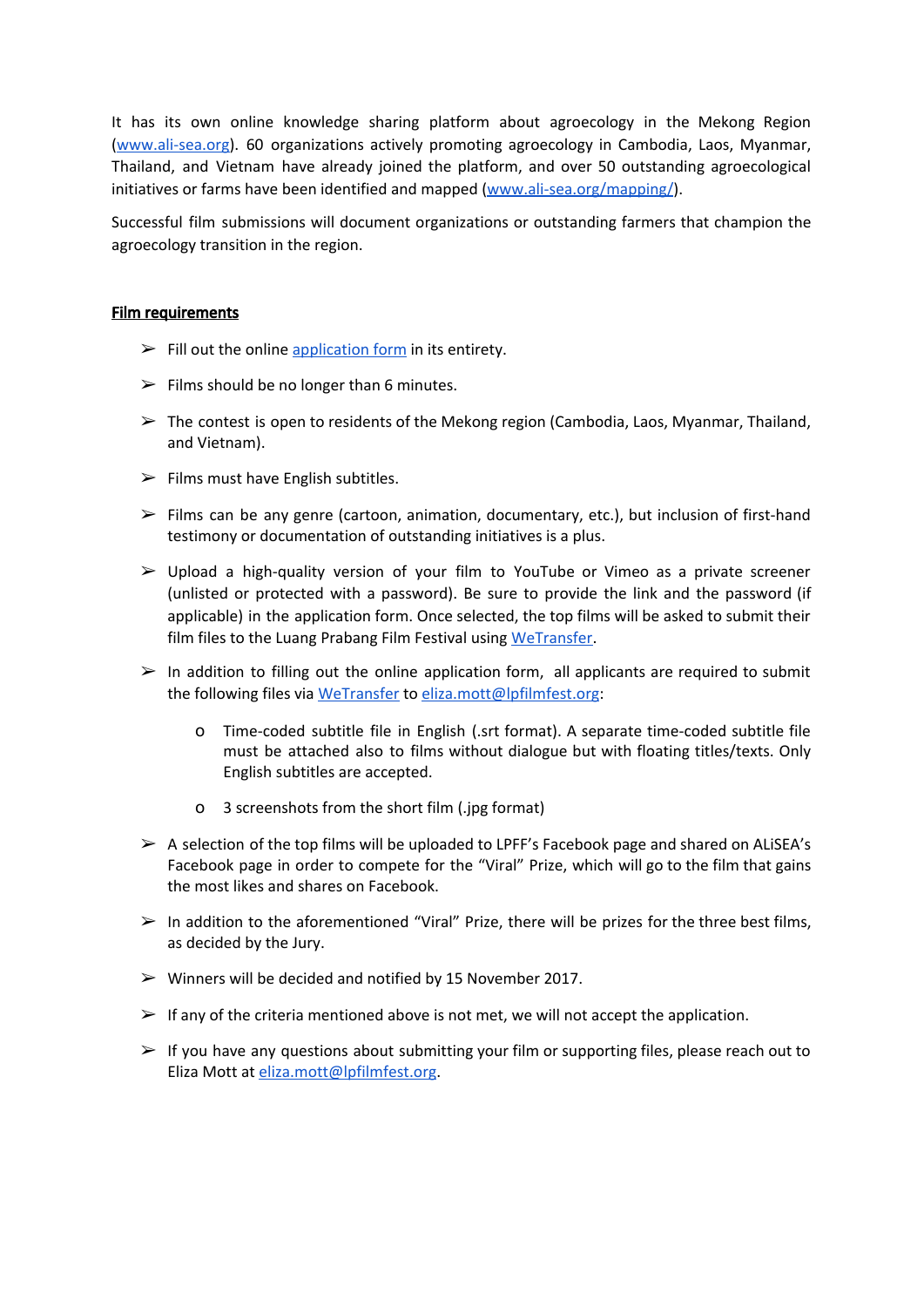It has its own online knowledge sharing platform about agroecology in the Mekong Region ([www.ali-sea.org](http://www.ali-sea.org)). 60 organizations actively promoting agroecology in Cambodia, Laos, Myanmar, Thailand, and Vietnam have already joined the platform, and over 50 outstanding agroecological initiatives or farms have been identified and mapped ([www.ali-sea.org/mapping/](http://www.ali-sea.org/mapping/)).

Successful film submissions will document organizations or outstanding farmers that champion the agroecology transition in the region.

**Film requirements**

- Fill out the online application form in its entirety.
- Films should be no longer than 6 minutes.
- The contest is open to residents of the Mekong region (Cambodia, Laos, Myanmar, Thailand, and Vietnam).
- Films must have English subtitles.
- Films can be any genre (cartoon, animation, documentary, etc.), but inclusion of first-hand testimony or documentation of outstanding initiatives is a plus.
- Upload a high-quality version of your film to YouTube or Vimeo as a private screener (unlisted or protected with a password). Be sure to provide the link and the password (if applicable) in the application form. Once selected, the top films will be asked to submit their film files to the Luang Prabang Film Festival using WeTransfer.
- In addition to filling out the online application form, all applicants are required to submit the following files via WeTransfer to eliza.mott@lpfilmfest.org:
  - Time-coded subtitle file in English (.srt format). A separate time-coded subtitle file must be attached also to films without dialogue but with floating titles/texts. Only English subtitles are accepted.
  - 3 screenshots from the short film (.jpg format)
- A selection of the top films will be uploaded to LPFF's Facebook page and shared on ALiSEA's Facebook page in order to compete for the "Viral" Prize, which will go to the film that gains the most likes and shares on Facebook.
- In addition to the aforementioned "Viral" Prize, there will be prizes for the three best films, as decided by the Jury.
- Winners will be decided and notified by 15 November 2017.
- If any of the criteria mentioned above is not met, we will not accept the application.
- If you have any questions about submitting your film or supporting files, please reach out to Eliza Mott at eliza.mott@lpfilmfest.org.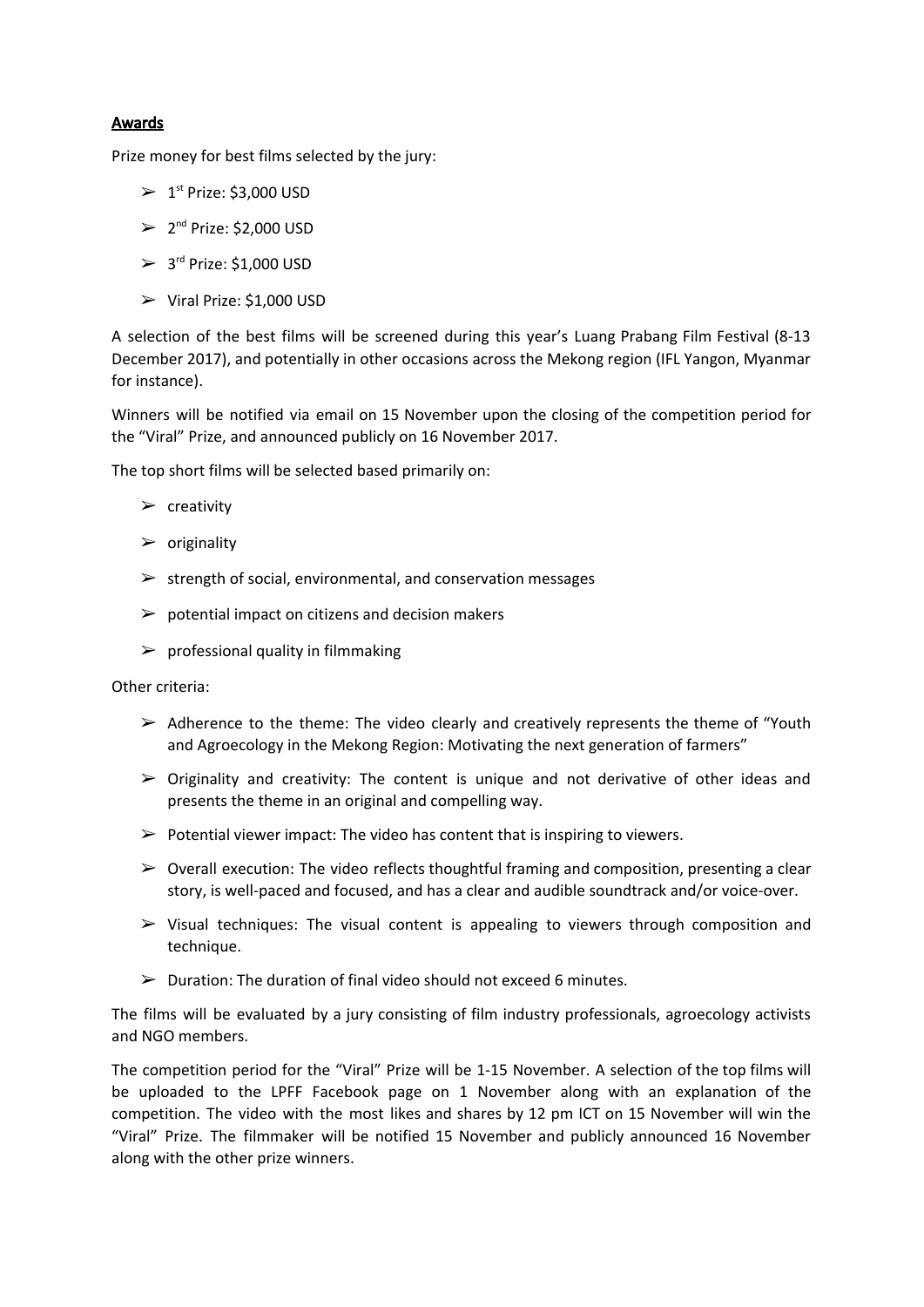**Awards**

Prize money for best films selected by the jury:

- 1st Prize: $3,000 USD
- 2nd Prize: $2,000 USD
- 3rd Prize: $1,000 USD
- Viral Prize: $1,000 USD

A selection of the best films will be screened during this year's Luang Prabang Film Festival (8-13 December 2017), and potentially in other occasions across the Mekong region (IFL Yangon, Myanmar for instance).

Winners will be notified via email on 15 November upon the closing of the competition period for the "Viral" Prize, and announced publicly on 16 November 2017.

The top short films will be selected based primarily on:

- creativity
- originality
- strength of social, environmental, and conservation messages
- potential impact on citizens and decision makers
- professional quality in filmmaking

Other criteria:

- Adherence to the theme: The video clearly and creatively represents the theme of "Youth and Agroecology in the Mekong Region: Motivating the next generation of farmers"
- Originality and creativity: The content is unique and not derivative of other ideas and presents the theme in an original and compelling way.
- Potential viewer impact: The video has content that is inspiring to viewers.
- Overall execution: The video reflects thoughtful framing and composition, presenting a clear story, is well-paced and focused, and has a clear and audible soundtrack and/or voice-over.
- Visual techniques: The visual content is appealing to viewers through composition and technique.
- Duration: The duration of final video should not exceed 6 minutes.

The films will be evaluated by a jury consisting of film industry professionals, agroecology activists and NGO members.

The competition period for the "Viral" Prize will be 1-15 November. A selection of the top films will be uploaded to the LPFF Facebook page on 1 November along with an explanation of the competition. The video with the most likes and shares by 12 pm ICT on 15 November will win the "Viral" Prize. The filmmaker will be notified 15 November and publicly announced 16 November along with the other prize winners.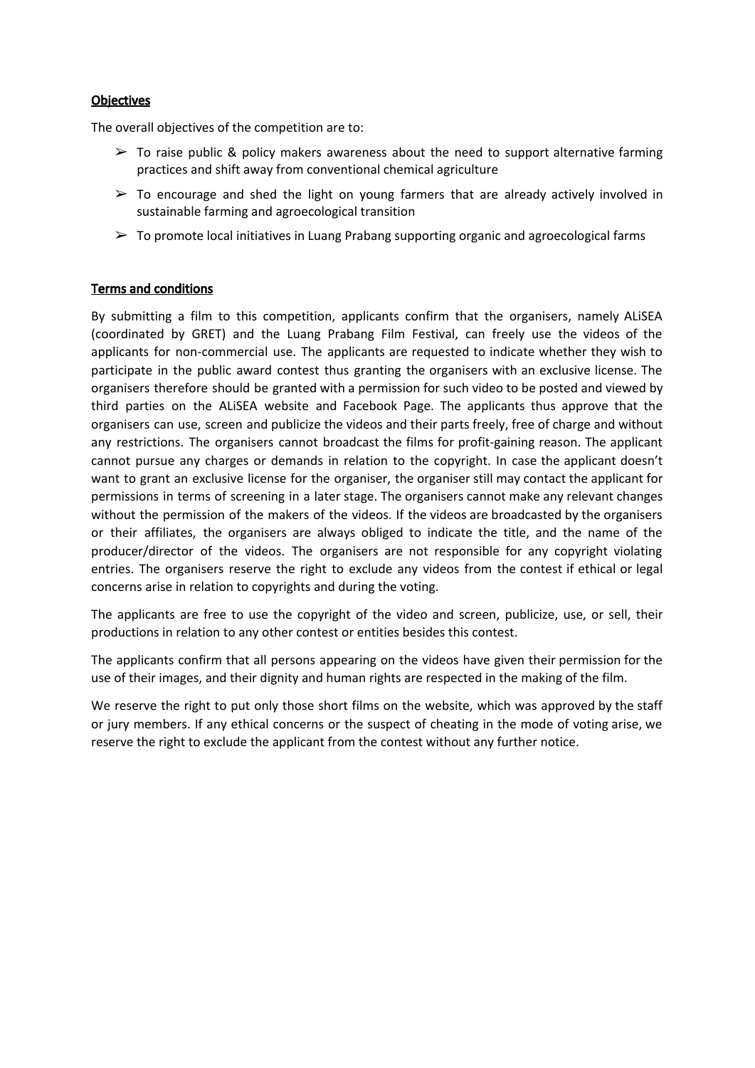## Objectives

The overall objectives of the competition are to:

- ➢ To raise public & policy makers awareness about the need to support alternative farming practices and shift away from conventional chemical agriculture
- ➢ To encourage and shed the light on young farmers that are already actively involved in sustainable farming and agroecological transition
- ➢ To promote local initiatives in Luang Prabang supporting organic and agroecological farms

## Terms and conditions

By submitting a film to this competition, applicants confirm that the organisers, namely ALiSEA (coordinated by GRET) and the Luang Prabang Film Festival, can freely use the videos of the applicants for non-commercial use. The applicants are requested to indicate whether they wish to participate in the public award contest thus granting the organisers with an exclusive license. The organisers therefore should be granted with a permission for such video to be posted and viewed by third parties on the ALiSEA website and Facebook Page. The applicants thus approve that the organisers can use, screen and publicize the videos and their parts freely, free of charge and without any restrictions. The organisers cannot broadcast the films for profit-gaining reason. The applicant cannot pursue any charges or demands in relation to the copyright. In case the applicant doesn't want to grant an exclusive license for the organiser, the organiser still may contact the applicant for permissions in terms of screening in a later stage. The organisers cannot make any relevant changes without the permission of the makers of the videos. If the videos are broadcasted by the organisers or their affiliates, the organisers are always obliged to indicate the title, and the name of the producer/director of the videos. The organisers are not responsible for any copyright violating entries. The organisers reserve the right to exclude any videos from the contest if ethical or legal concerns arise in relation to copyrights and during the voting.

The applicants are free to use the copyright of the video and screen, publicize, use, or sell, their productions in relation to any other contest or entities besides this contest.

The applicants confirm that all persons appearing on the videos have given their permission for the use of their images, and their dignity and human rights are respected in the making of the film.

We reserve the right to put only those short films on the website, which was approved by the staff or jury members. If any ethical concerns or the suspect of cheating in the mode of voting arise, we reserve the right to exclude the applicant from the contest without any further notice.